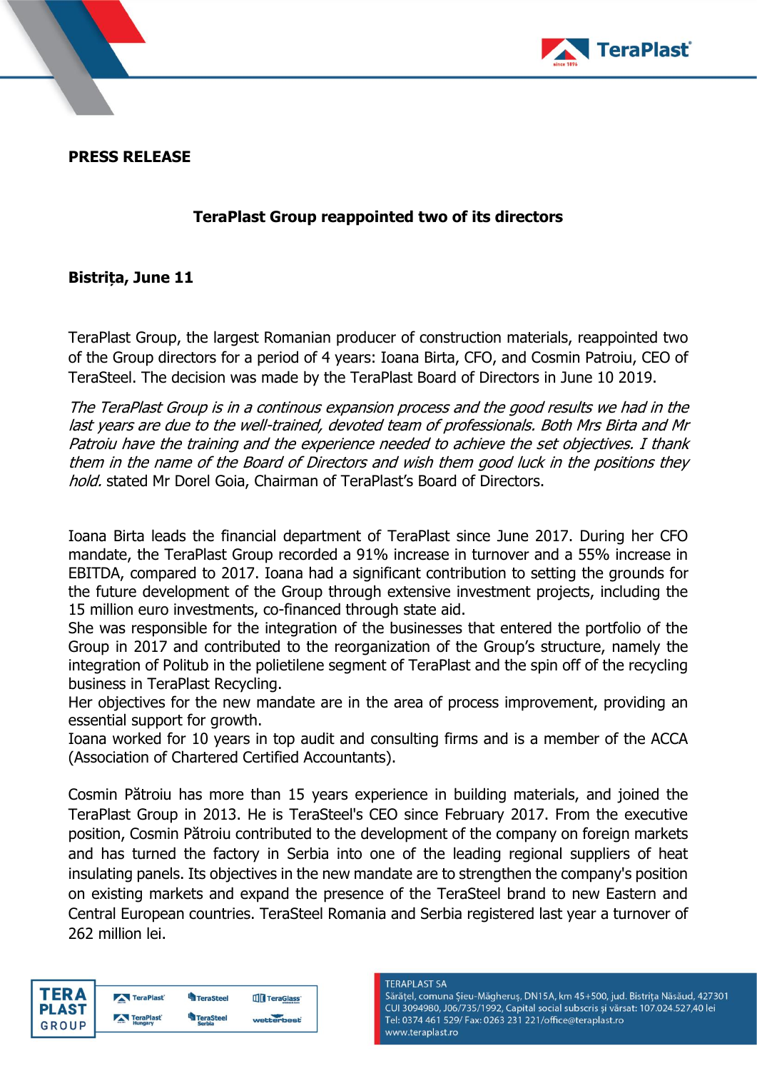**PRESS RELEASE**

## TeraPlast Group reappointed two of its directors

**Bistrița, June 11**

TeraPlast Group, the largest Romanian producer of construction materials, reappointed two of the Group directors for a period of 4 years: Ioana Birta, CFO, and Cosmin Patroiu, CEO of TeraSteel. The decision was made by the TeraPlast Board of Directors in June 10 2019.

*The TeraPlast Group is in a continous expansion process and the good results we had in the last years are due to the well-trained, devoted team of professionals. Both Mrs Birta and Mr Patroiu have the training and the experience needed to achieve the set objectives. I thank them in the name of the Board of Directors and wish them good luck in the positions they hold.* stated Mr Dorel Goia, Chairman of TeraPlast's Board of Directors.

Ioana Birta leads the financial department of TeraPlast since June 2017. During her CFO mandate, the TeraPlast Group recorded a 91% increase in turnover and a 55% increase in EBITDA, compared to 2017. Ioana had a significant contribution to setting the grounds for the future development of the Group through extensive investment projects, including the 15 million euro investments, co-financed through state aid.
She was responsible for the integration of the businesses that entered the portfolio of the Group in 2017 and contributed to the reorganization of the Group's structure, namely the integration of Politub in the polietilene segment of TeraPlast and the spin off of the recycling business in TeraPlast Recycling.
Her objectives for the new mandate are in the area of process improvement, providing an essential support for growth.
Ioana worked for 10 years in top audit and consulting firms and is a member of the ACCA (Association of Chartered Certified Accountants).

Cosmin Pătroiu has more than 15 years experience in building materials, and joined the TeraPlast Group in 2013. He is TeraSteel's CEO since February 2017. From the executive position, Cosmin Pătroiu contributed to the development of the company on foreign markets and has turned the factory in Serbia into one of the leading regional suppliers of heat insulating panels. Its objectives in the new mandate are to strengthen the company's position on existing markets and expand the presence of the TeraSteel brand to new Eastern and Central European countries. TeraSteel Romania and Serbia registered last year a turnover of 262 million lei.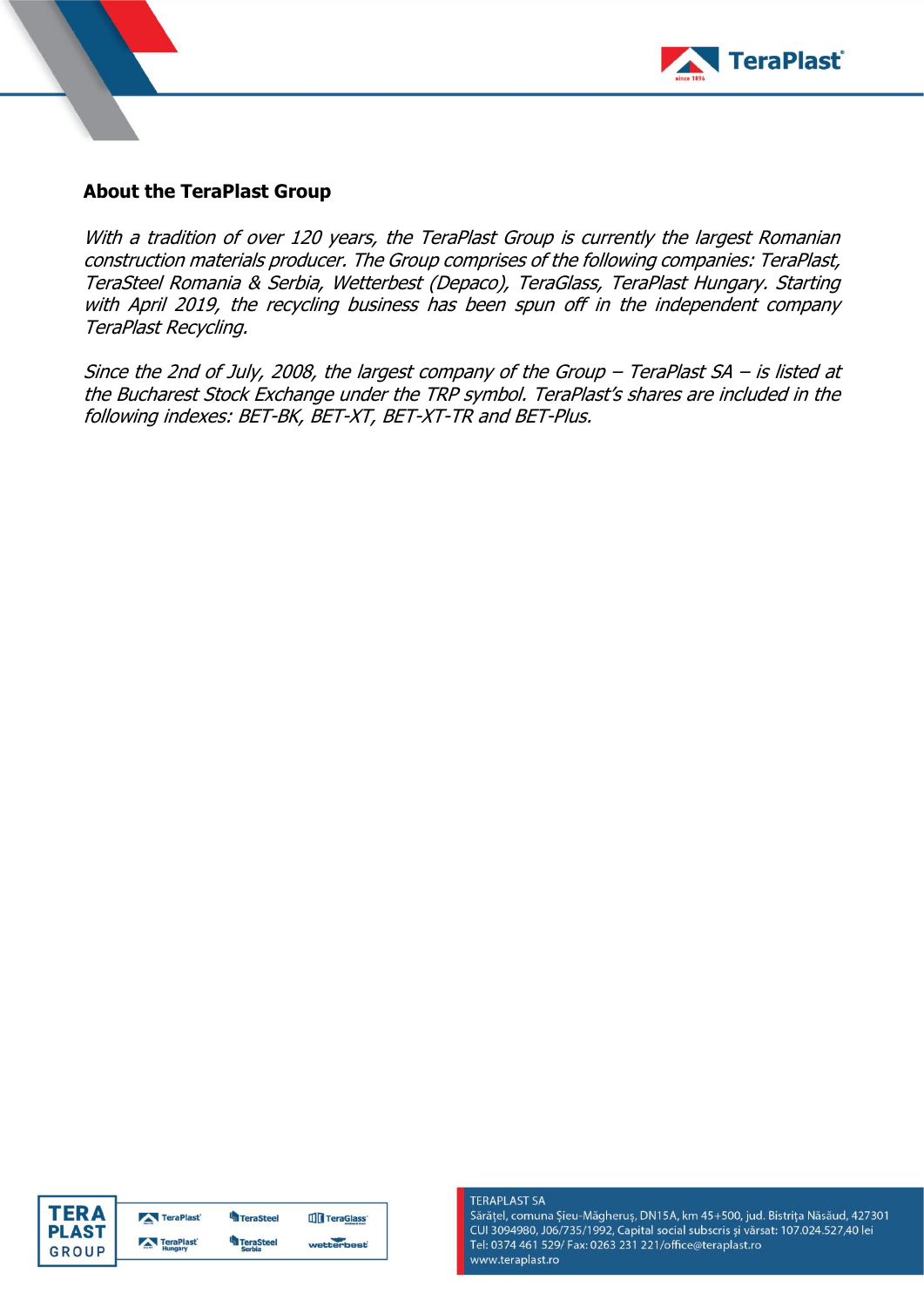## About the TeraPlast Group

*With a tradition of over 120 years, the TeraPlast Group is currently the largest Romanian construction materials producer. The Group comprises of the following companies: TeraPlast, TeraSteel Romania & Serbia, Wetterbest (Depaco), TeraGlass, TeraPlast Hungary. Starting with April 2019, the recycling business has been spun off in the independent company TeraPlast Recycling.*

*Since the 2nd of July, 2008, the largest company of the Group – TeraPlast SA – is listed at the Bucharest Stock Exchange under the TRP symbol. TeraPlast's shares are included in the following indexes: BET-BK, BET-XT, BET-XT-TR and BET-Plus.*